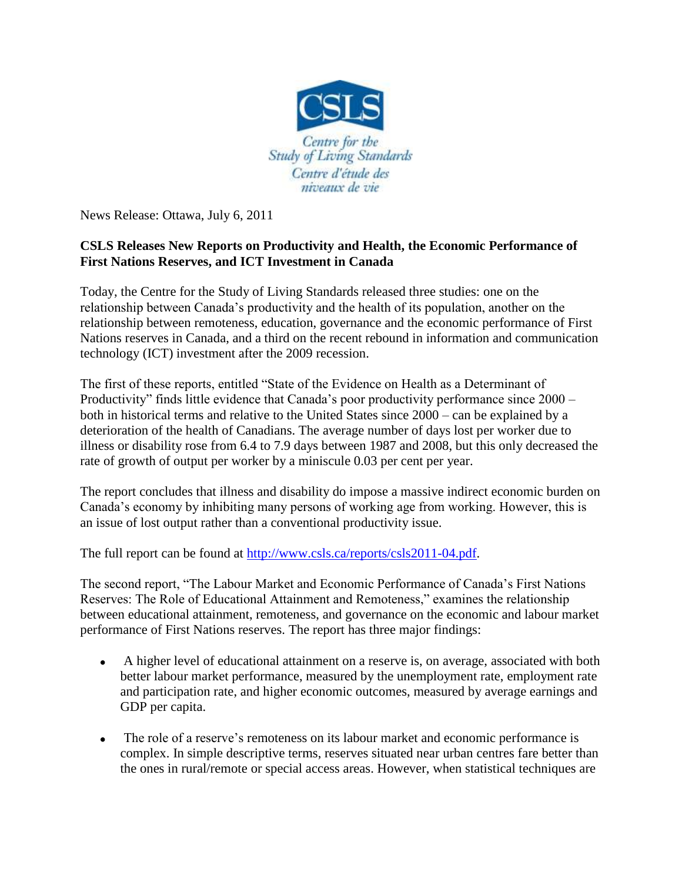CSLS

Centre for the Study of Living Standards
Centre d'étude des niveaux de vie

News Release: Ottawa, July 6, 2011

**CSLS Releases New Reports on Productivity and Health, the Economic Performance of First Nations Reserves, and ICT Investment in Canada**

Today, the Centre for the Study of Living Standards released three studies: one on the relationship between Canada's productivity and the health of its population, another on the relationship between remoteness, education, governance and the economic performance of First Nations reserves in Canada, and a third on the recent rebound in information and communication technology (ICT) investment after the 2009 recession.

The first of these reports, entitled "State of the Evidence on Health as a Determinant of Productivity" finds little evidence that Canada's poor productivity performance since 2000 – both in historical terms and relative to the United States since 2000 – can be explained by a deterioration of the health of Canadians. The average number of days lost per worker due to illness or disability rose from 6.4 to 7.9 days between 1987 and 2008, but this only decreased the rate of growth of output per worker by a miniscule 0.03 per cent per year.

The report concludes that illness and disability do impose a massive indirect economic burden on Canada's economy by inhibiting many persons of working age from working. However, this is an issue of lost output rather than a conventional productivity issue.

The full report can be found at http://www.csls.ca/reports/csls2011-04.pdf.

The second report, "The Labour Market and Economic Performance of Canada's First Nations Reserves: The Role of Educational Attainment and Remoteness," examines the relationship between educational attainment, remoteness, and governance on the economic and labour market performance of First Nations reserves. The report has three major findings:

- A higher level of educational attainment on a reserve is, on average, associated with both better labour market performance, measured by the unemployment rate, employment rate and participation rate, and higher economic outcomes, measured by average earnings and GDP per capita.
- The role of a reserve's remoteness on its labour market and economic performance is complex. In simple descriptive terms, reserves situated near urban centres fare better than the ones in rural/remote or special access areas. However, when statistical techniques are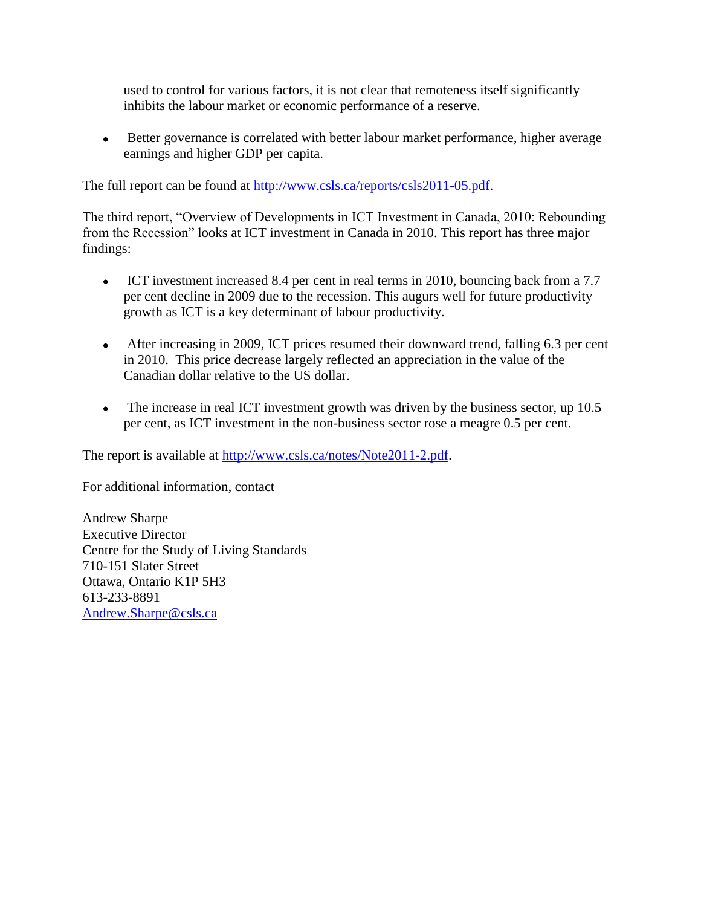used to control for various factors, it is not clear that remoteness itself significantly inhibits the labour market or economic performance of a reserve.

- Better governance is correlated with better labour market performance, higher average earnings and higher GDP per capita.

The full report can be found at http://www.csls.ca/reports/csls2011-05.pdf.

The third report, "Overview of Developments in ICT Investment in Canada, 2010: Rebounding from the Recession" looks at ICT investment in Canada in 2010. This report has three major findings:

- ICT investment increased 8.4 per cent in real terms in 2010, bouncing back from a 7.7 per cent decline in 2009 due to the recession. This augurs well for future productivity growth as ICT is a key determinant of labour productivity.

- After increasing in 2009, ICT prices resumed their downward trend, falling 6.3 per cent in 2010. This price decrease largely reflected an appreciation in the value of the Canadian dollar relative to the US dollar.

- The increase in real ICT investment growth was driven by the business sector, up 10.5 per cent, as ICT investment in the non-business sector rose a meagre 0.5 per cent.

The report is available at http://www.csls.ca/notes/Note2011-2.pdf.

For additional information, contact

Andrew Sharpe
Executive Director
Centre for the Study of Living Standards
710-151 Slater Street
Ottawa, Ontario K1P 5H3
613-233-8891
Andrew.Sharpe@csls.ca